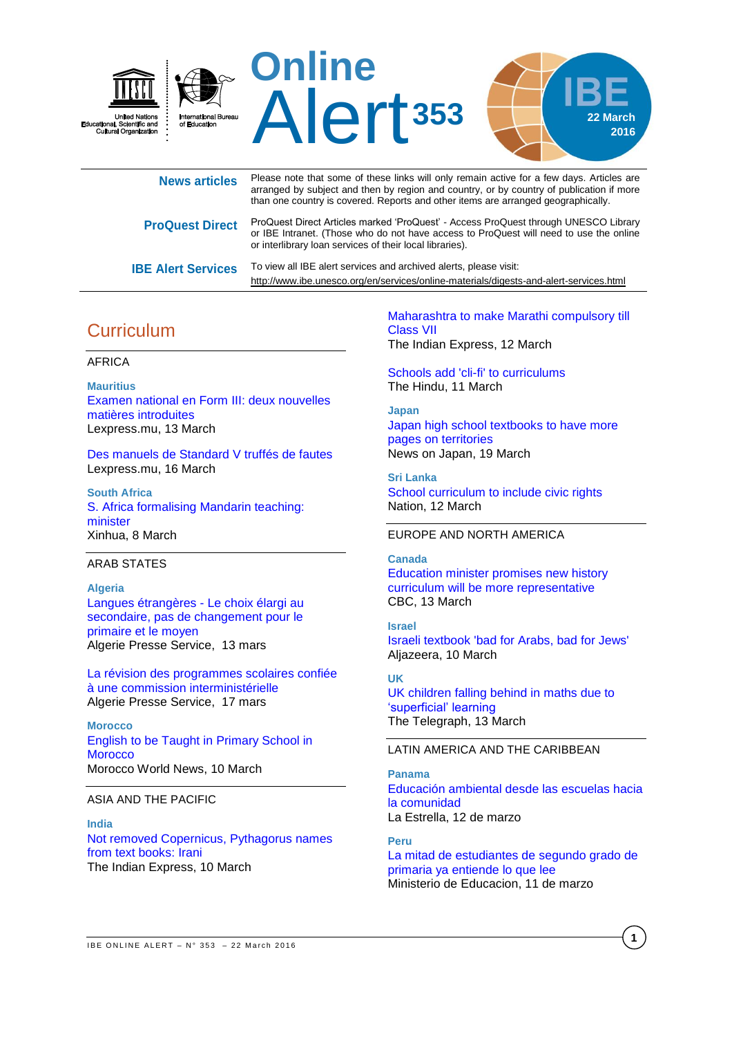# Online Alert 353

IBE 22 March 2016

United Nations Educational, Scientific and Cultural Organization

International Bureau of Education

**News articles** Please note that some of these links will only remain active for a few days. Articles are arranged by subject and then by region and country, or by country of publication if more than one country is covered. Reports and other items are arranged geographically.

**ProQuest Direct** ProQuest Direct Articles marked 'ProQuest' - Access ProQuest through UNESCO Library or IBE Intranet. (Those who do not have access to ProQuest will need to use the online or interlibrary loan services of their local libraries).

**IBE Alert Services** To view all IBE alert services and archived alerts, please visit: http://www.ibe.unesco.org/en/services/online-materials/digests-and-alert-services.html

## Curriculum

### AFRICA

**Mauritius**

Examen national en Form III: deux nouvelles matières introduites
Lexpress.mu, 13 March

Des manuels de Standard V truffés de fautes
Lexpress.mu, 16 March

**South Africa**

S. Africa formalising Mandarin teaching: minister
Xinhua, 8 March

### ARAB STATES

**Algeria**

Langues étrangères - Le choix élargi au secondaire, pas de changement pour le primaire et le moyen
Algerie Presse Service, 13 mars

La révision des programmes scolaires confiée à une commission interministérielle
Algerie Presse Service, 17 mars

**Morocco**

English to be Taught in Primary School in Morocco
Morocco World News, 10 March

### ASIA AND THE PACIFIC

**India**

Not removed Copernicus, Pythagorus names from text books: Irani
The Indian Express, 10 March

Maharashtra to make Marathi compulsory till Class VII
The Indian Express, 12 March

Schools add 'cli-fi' to curriculums
The Hindu, 11 March

**Japan**

Japan high school textbooks to have more pages on territories
News on Japan, 19 March

**Sri Lanka**

School curriculum to include civic rights
Nation, 12 March

### EUROPE AND NORTH AMERICA

**Canada**

Education minister promises new history curriculum will be more representative
CBC, 13 March

**Israel**

Israeli textbook 'bad for Arabs, bad for Jews'
Aljazeera, 10 March

**UK**

UK children falling behind in maths due to 'superficial' learning
The Telegraph, 13 March

### LATIN AMERICA AND THE CARIBBEAN

**Panama**

Educación ambiental desde las escuelas hacia la comunidad
La Estrella, 12 de marzo

**Peru**

La mitad de estudiantes de segundo grado de primaria ya entiende lo que lee
Ministerio de Educacion, 11 de marzo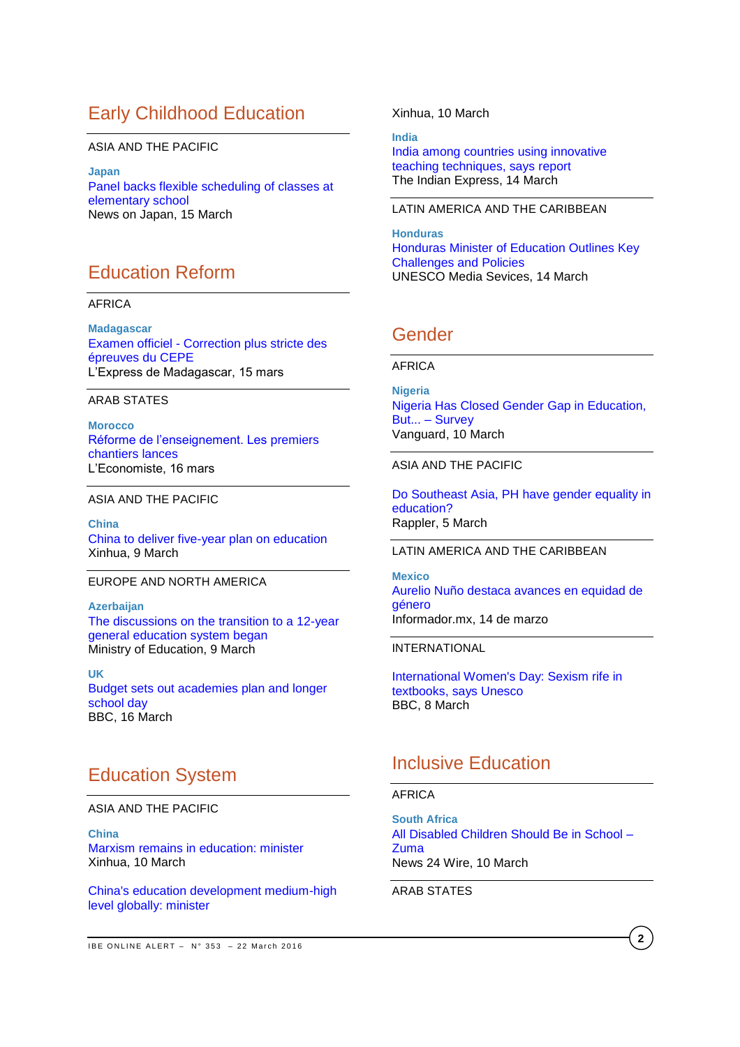## Early Childhood Education

ASIA AND THE PACIFIC

**Japan**
Panel backs flexible scheduling of classes at elementary school
News on Japan, 15 March

## Education Reform

AFRICA

**Madagascar**
Examen officiel - Correction plus stricte des épreuves du CEPE
L'Express de Madagascar, 15 mars

ARAB STATES

**Morocco**
Réforme de l'enseignement. Les premiers chantiers lances
L'Economiste, 16 mars

ASIA AND THE PACIFIC

**China**
China to deliver five-year plan on education
Xinhua, 9 March

EUROPE AND NORTH AMERICA

**Azerbaijan**
The discussions on the transition to a 12-year general education system began
Ministry of Education, 9 March

**UK**
Budget sets out academies plan and longer school day
BBC, 16 March

## Education System

ASIA AND THE PACIFIC

**China**
Marxism remains in education: minister
Xinhua, 10 March

China's education development medium-high level globally: minister
Xinhua, 10 March

**India**
India among countries using innovative teaching techniques, says report
The Indian Express, 14 March

LATIN AMERICA AND THE CARIBBEAN

**Honduras**
Honduras Minister of Education Outlines Key Challenges and Policies
UNESCO Media Sevices, 14 March

## Gender

AFRICA

**Nigeria**
Nigeria Has Closed Gender Gap in Education, But... – Survey
Vanguard, 10 March

ASIA AND THE PACIFIC

Do Southeast Asia, PH have gender equality in education?
Rappler, 5 March

LATIN AMERICA AND THE CARIBBEAN

**Mexico**
Aurelio Nuño destaca avances en equidad de género
Informador.mx, 14 de marzo

INTERNATIONAL

International Women's Day: Sexism rife in textbooks, says Unesco
BBC, 8 March

## Inclusive Education

AFRICA

**South Africa**
All Disabled Children Should Be in School – Zuma
News 24 Wire, 10 March

ARAB STATES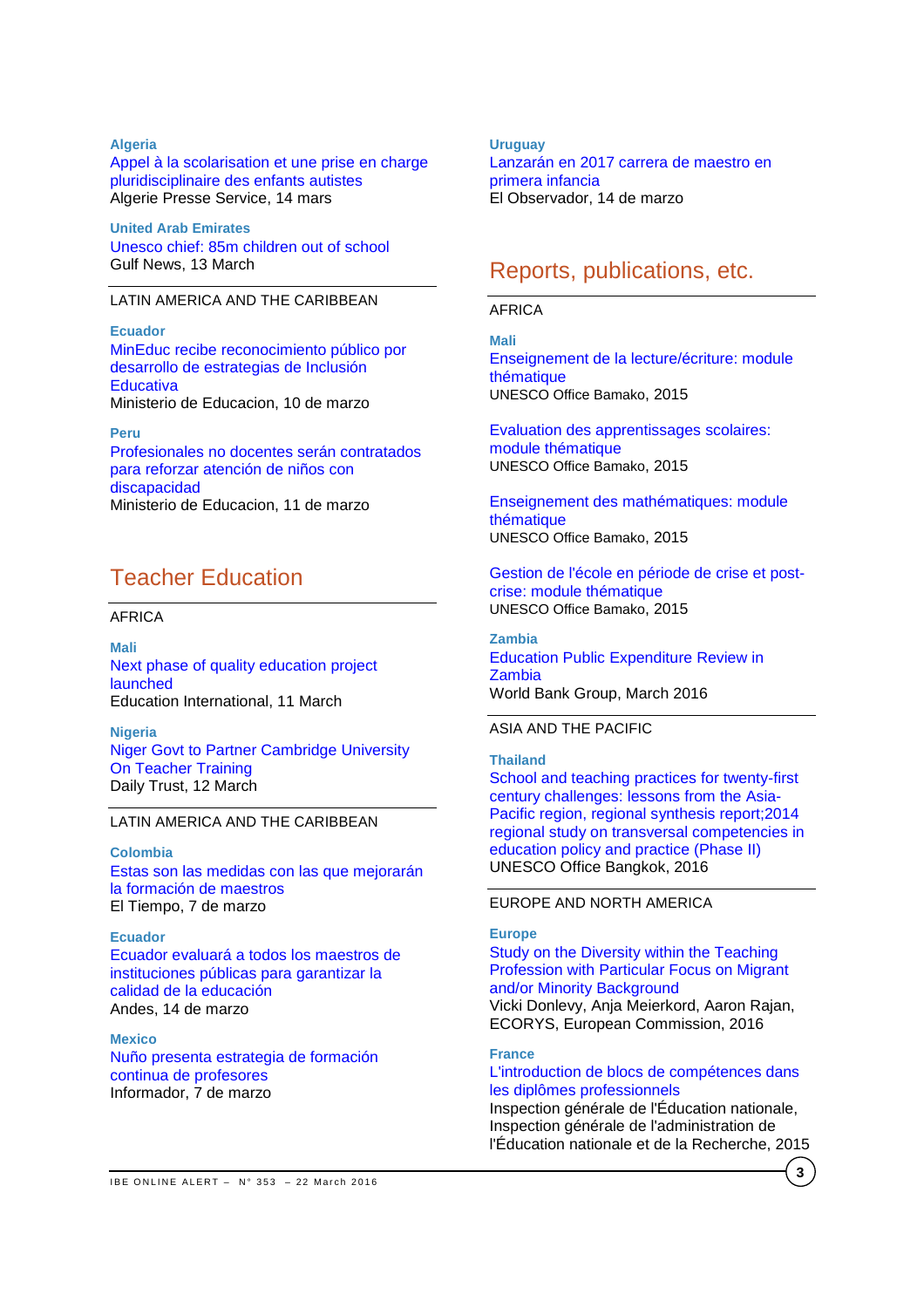**Algeria**
Appel à la scolarisation et une prise en charge pluridisciplinaire des enfants autistes
Algerie Presse Service, 14 mars

**United Arab Emirates**
Unesco chief: 85m children out of school
Gulf News, 13 March

LATIN AMERICA AND THE CARIBBEAN

**Ecuador**
MinEduc recibe reconocimiento público por desarrollo de estrategias de Inclusión Educativa
Ministerio de Educacion, 10 de marzo

**Peru**
Profesionales no docentes serán contratados para reforzar atención de niños con discapacidad
Ministerio de Educacion, 11 de marzo

## Teacher Education

AFRICA

**Mali**
Next phase of quality education project launched
Education International, 11 March

**Nigeria**
Niger Govt to Partner Cambridge University On Teacher Training
Daily Trust, 12 March

LATIN AMERICA AND THE CARIBBEAN

**Colombia**
Estas son las medidas con las que mejorarán la formación de maestros
El Tiempo, 7 de marzo

**Ecuador**
Ecuador evaluará a todos los maestros de instituciones públicas para garantizar la calidad de la educación
Andes, 14 de marzo

**Mexico**
Nuño presenta estrategia de formación continua de profesores
Informador, 7 de marzo

**Uruguay**
Lanzarán en 2017 carrera de maestro en primera infancia
El Observador, 14 de marzo

## Reports, publications, etc.

AFRICA

**Mali**
Enseignement de la lecture/écriture: module thématique
UNESCO Office Bamako, 2015

Evaluation des apprentissages scolaires: module thématique
UNESCO Office Bamako, 2015

Enseignement des mathématiques: module thématique
UNESCO Office Bamako, 2015

Gestion de l'école en période de crise et post-crise: module thématique
UNESCO Office Bamako, 2015

**Zambia**
Education Public Expenditure Review in Zambia
World Bank Group, March 2016

ASIA AND THE PACIFIC

**Thailand**
School and teaching practices for twenty-first century challenges: lessons from the Asia-Pacific region, regional synthesis report;2014 regional study on transversal competencies in education policy and practice (Phase II)
UNESCO Office Bangkok, 2016

EUROPE AND NORTH AMERICA

**Europe**
Study on the Diversity within the Teaching Profession with Particular Focus on Migrant and/or Minority Background
Vicki Donlevy, Anja Meierkord, Aaron Rajan, ECORYS, European Commission, 2016

**France**
L'introduction de blocs de compétences dans les diplômes professionnels
Inspection générale de l'Éducation nationale, Inspection générale de l'administration de l'Éducation nationale et de la Recherche, 2015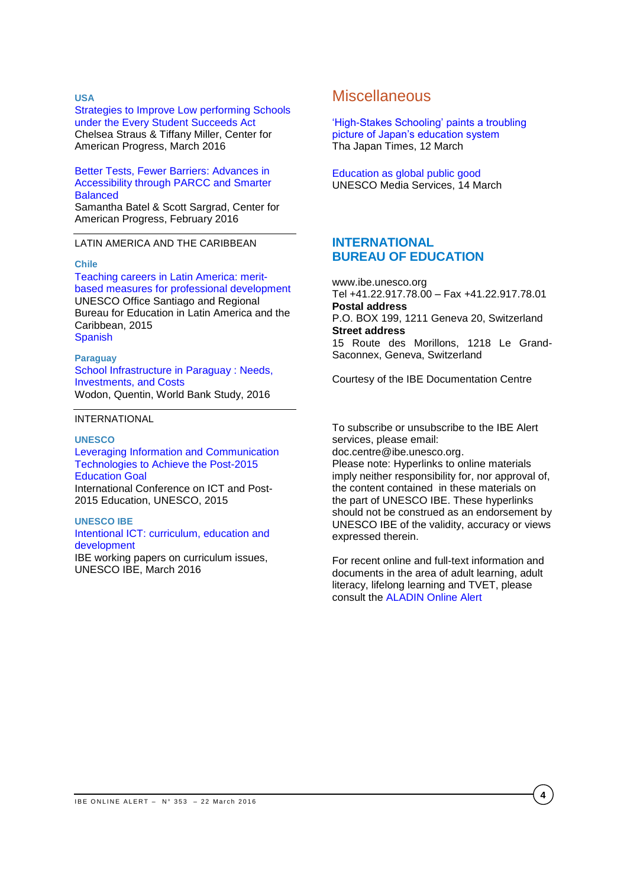**USA**

Strategies to Improve Low performing Schools under the Every Student Succeeds Act
Chelsea Straus & Tiffany Miller, Center for American Progress, March 2016

Better Tests, Fewer Barriers: Advances in Accessibility through PARCC and Smarter Balanced
Samantha Batel & Scott Sargrad, Center for American Progress, February 2016

LATIN AMERICA AND THE CARIBBEAN

**Chile**

Teaching careers in Latin America: merit-based measures for professional development
UNESCO Office Santiago and Regional Bureau for Education in Latin America and the Caribbean, 2015
Spanish

**Paraguay**

School Infrastructure in Paraguay : Needs, Investments, and Costs
Wodon, Quentin, World Bank Study, 2016

INTERNATIONAL

**UNESCO**

Leveraging Information and Communication Technologies to Achieve the Post-2015 Education Goal
International Conference on ICT and Post-2015 Education, UNESCO, 2015

**UNESCO IBE**

Intentional ICT: curriculum, education and development
IBE working papers on curriculum issues, UNESCO IBE, March 2016

## Miscellaneous

'High-Stakes Schooling' paints a troubling picture of Japan's education system
Tha Japan Times, 12 March

Education as global public good
UNESCO Media Services, 14 March

## INTERNATIONAL BUREAU OF EDUCATION

www.ibe.unesco.org
Tel +41.22.917.78.00 – Fax +41.22.917.78.01
**Postal address**
P.O. BOX 199, 1211 Geneva 20, Switzerland
**Street address**
15 Route des Morillons, 1218 Le Grand-Saconnex, Geneva, Switzerland

Courtesy of the IBE Documentation Centre

To subscribe or unsubscribe to the IBE Alert services, please email:
doc.centre@ibe.unesco.org.
Please note: Hyperlinks to online materials imply neither responsibility for, nor approval of, the content contained in these materials on the part of UNESCO IBE. These hyperlinks should not be construed as an endorsement by UNESCO IBE of the validity, accuracy or views expressed therein.

For recent online and full-text information and documents in the area of adult learning, adult literacy, lifelong learning and TVET, please consult the ALADIN Online Alert